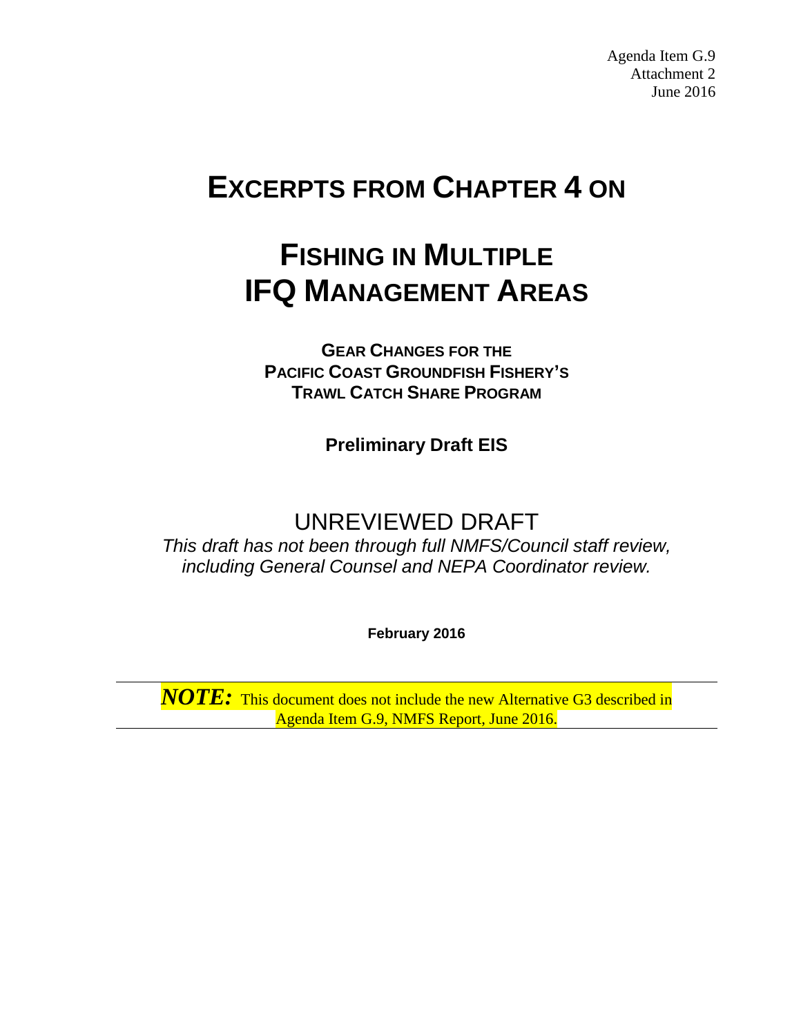Agenda Item G.9
Attachment 2
June 2016

# EXCERPTS FROM CHAPTER 4 ON

# FISHING IN MULTIPLE IFQ MANAGEMENT AREAS

**GEAR CHANGES FOR THE PACIFIC COAST GROUNDFISH FISHERY'S TRAWL CATCH SHARE PROGRAM**

**Preliminary Draft EIS**

## UNREVIEWED DRAFT

*This draft has not been through full NMFS/Council staff review, including General Counsel and NEPA Coordinator review.*

**February 2016**

***NOTE:*** This document does not include the new Alternative G3 described in Agenda Item G.9, NMFS Report, June 2016.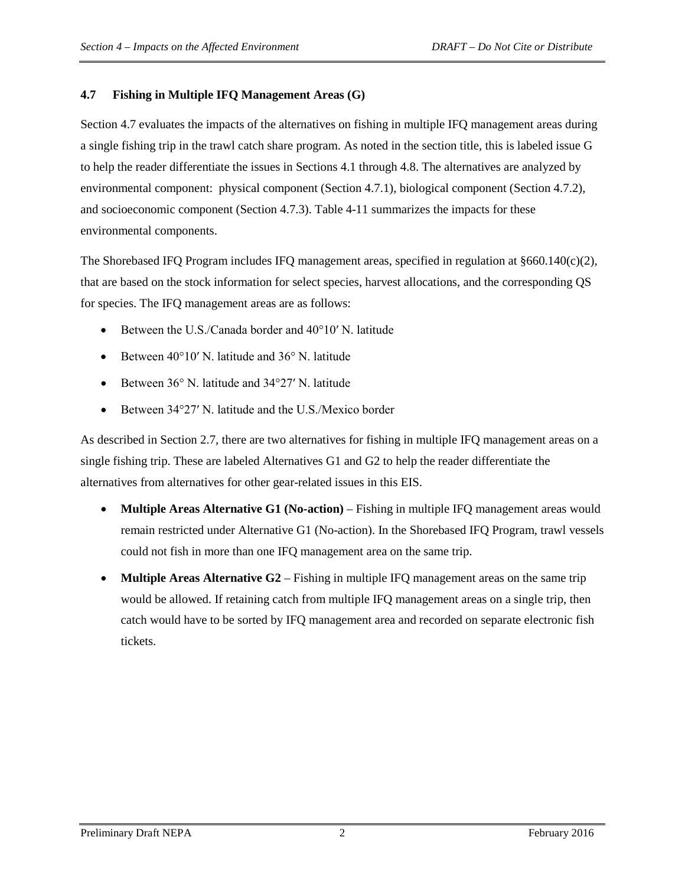## 4.7 Fishing in Multiple IFQ Management Areas (G)

Section 4.7 evaluates the impacts of the alternatives on fishing in multiple IFQ management areas during a single fishing trip in the trawl catch share program. As noted in the section title, this is labeled issue G to help the reader differentiate the issues in Sections 4.1 through 4.8. The alternatives are analyzed by environmental component: physical component (Section 4.7.1), biological component (Section 4.7.2), and socioeconomic component (Section 4.7.3). Table 4-11 summarizes the impacts for these environmental components.

The Shorebased IFQ Program includes IFQ management areas, specified in regulation at §660.140(c)(2), that are based on the stock information for select species, harvest allocations, and the corresponding QS for species. The IFQ management areas are as follows:

- Between the U.S./Canada border and 40°10′ N. latitude
- Between 40°10′ N. latitude and 36° N. latitude
- Between 36° N. latitude and 34°27′ N. latitude
- Between 34°27′ N. latitude and the U.S./Mexico border

As described in Section 2.7, there are two alternatives for fishing in multiple IFQ management areas on a single fishing trip. These are labeled Alternatives G1 and G2 to help the reader differentiate the alternatives from alternatives for other gear-related issues in this EIS.

- **Multiple Areas Alternative G1 (No-action)** – Fishing in multiple IFQ management areas would remain restricted under Alternative G1 (No-action). In the Shorebased IFQ Program, trawl vessels could not fish in more than one IFQ management area on the same trip.
- **Multiple Areas Alternative G2** – Fishing in multiple IFQ management areas on the same trip would be allowed. If retaining catch from multiple IFQ management areas on a single trip, then catch would have to be sorted by IFQ management area and recorded on separate electronic fish tickets.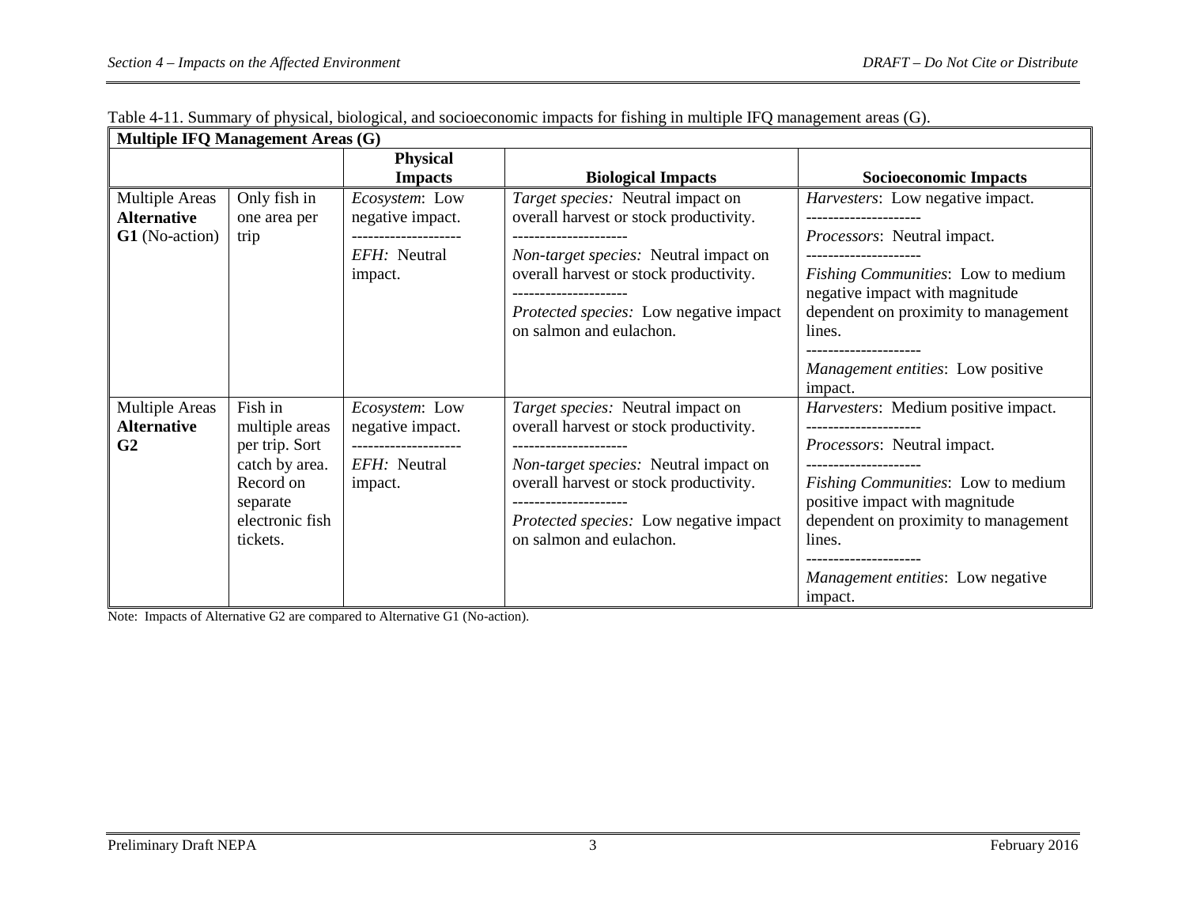Table 4-11. Summary of physical, biological, and socioeconomic impacts for fishing in multiple IFQ management areas (G).

| **Multiple IFQ Management Areas (G)** | | | | |
|---|---|---|---|---|
| | | **Physical Impacts** | **Biological Impacts** | **Socioeconomic Impacts** |
| Multiple Areas **Alternative G1** (No-action) | Only fish in one area per trip | *Ecosystem*: Low negative impact.<br>--------------------<br>*EFH:* Neutral impact. | *Target species:* Neutral impact on overall harvest or stock productivity.<br>--------------------<br>*Non-target species:* Neutral impact on overall harvest or stock productivity.<br>--------------------<br>*Protected species:* Low negative impact on salmon and eulachon. | *Harvesters*: Low negative impact.<br>--------------------<br>*Processors*: Neutral impact.<br>--------------------<br>*Fishing Communities*: Low to medium negative impact with magnitude dependent on proximity to management lines.<br>--------------------<br>*Management entities*: Low positive impact. |
| Multiple Areas **Alternative G2** | Fish in multiple areas per trip. Sort catch by area. Record on separate electronic fish tickets. | *Ecosystem*: Low negative impact.<br>--------------------<br>*EFH:* Neutral impact. | *Target species:* Neutral impact on overall harvest or stock productivity.<br>--------------------<br>*Non-target species:* Neutral impact on overall harvest or stock productivity.<br>--------------------<br>*Protected species:* Low negative impact on salmon and eulachon. | *Harvesters*: Medium positive impact.<br>--------------------<br>*Processors*: Neutral impact.<br>--------------------<br>*Fishing Communities*: Low to medium positive impact with magnitude dependent on proximity to management lines.<br>--------------------<br>*Management entities*: Low negative impact. |

Note: Impacts of Alternative G2 are compared to Alternative G1 (No-action).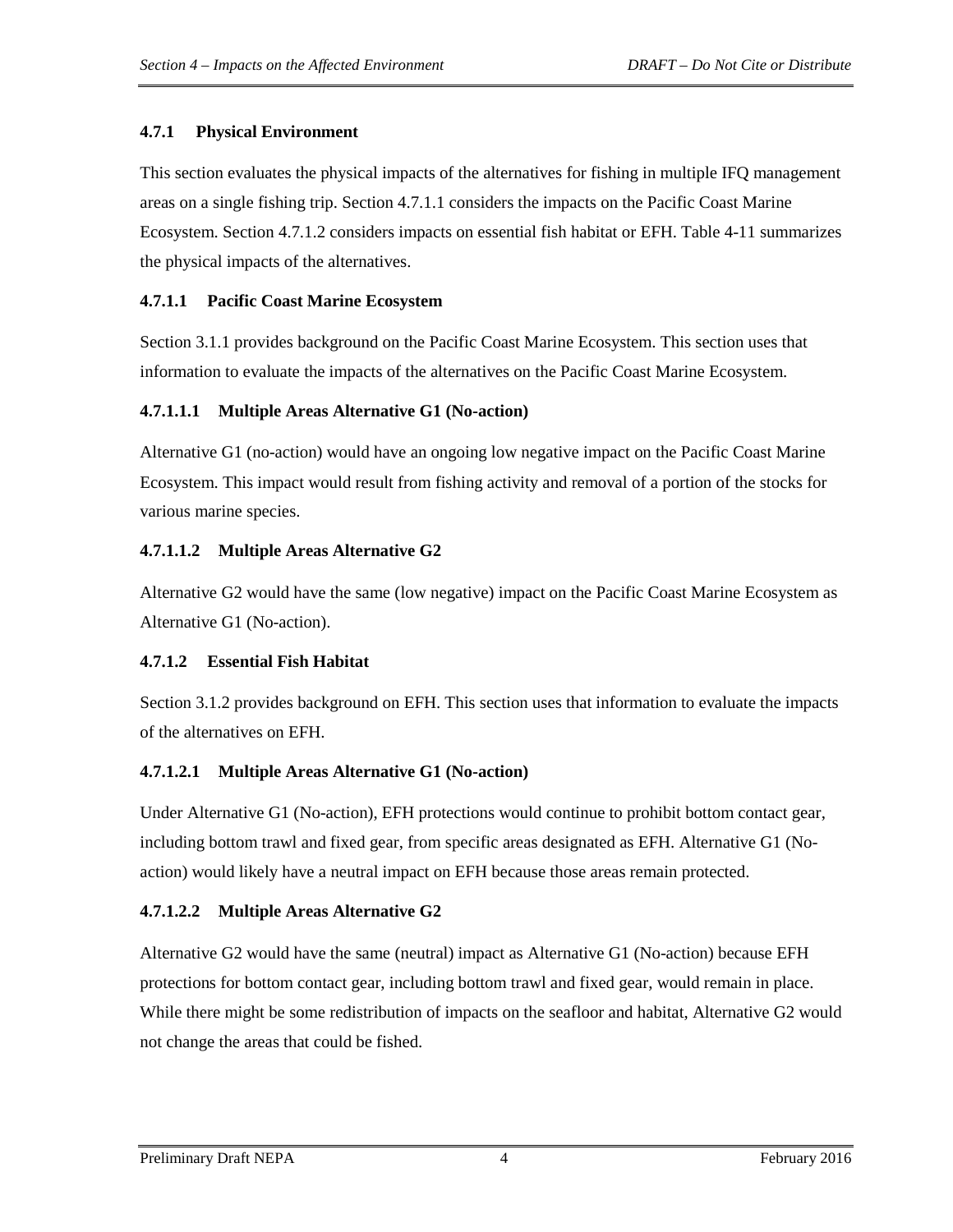### 4.7.1 Physical Environment

This section evaluates the physical impacts of the alternatives for fishing in multiple IFQ management areas on a single fishing trip. Section 4.7.1.1 considers the impacts on the Pacific Coast Marine Ecosystem. Section 4.7.1.2 considers impacts on essential fish habitat or EFH. Table 4-11 summarizes the physical impacts of the alternatives.

#### 4.7.1.1 Pacific Coast Marine Ecosystem

Section 3.1.1 provides background on the Pacific Coast Marine Ecosystem. This section uses that information to evaluate the impacts of the alternatives on the Pacific Coast Marine Ecosystem.

##### 4.7.1.1.1 Multiple Areas Alternative G1 (No-action)

Alternative G1 (no-action) would have an ongoing low negative impact on the Pacific Coast Marine Ecosystem. This impact would result from fishing activity and removal of a portion of the stocks for various marine species.

##### 4.7.1.1.2 Multiple Areas Alternative G2

Alternative G2 would have the same (low negative) impact on the Pacific Coast Marine Ecosystem as Alternative G1 (No-action).

#### 4.7.1.2 Essential Fish Habitat

Section 3.1.2 provides background on EFH. This section uses that information to evaluate the impacts of the alternatives on EFH.

##### 4.7.1.2.1 Multiple Areas Alternative G1 (No-action)

Under Alternative G1 (No-action), EFH protections would continue to prohibit bottom contact gear, including bottom trawl and fixed gear, from specific areas designated as EFH. Alternative G1 (No-action) would likely have a neutral impact on EFH because those areas remain protected.

##### 4.7.1.2.2 Multiple Areas Alternative G2

Alternative G2 would have the same (neutral) impact as Alternative G1 (No-action) because EFH protections for bottom contact gear, including bottom trawl and fixed gear, would remain in place. While there might be some redistribution of impacts on the seafloor and habitat, Alternative G2 would not change the areas that could be fished.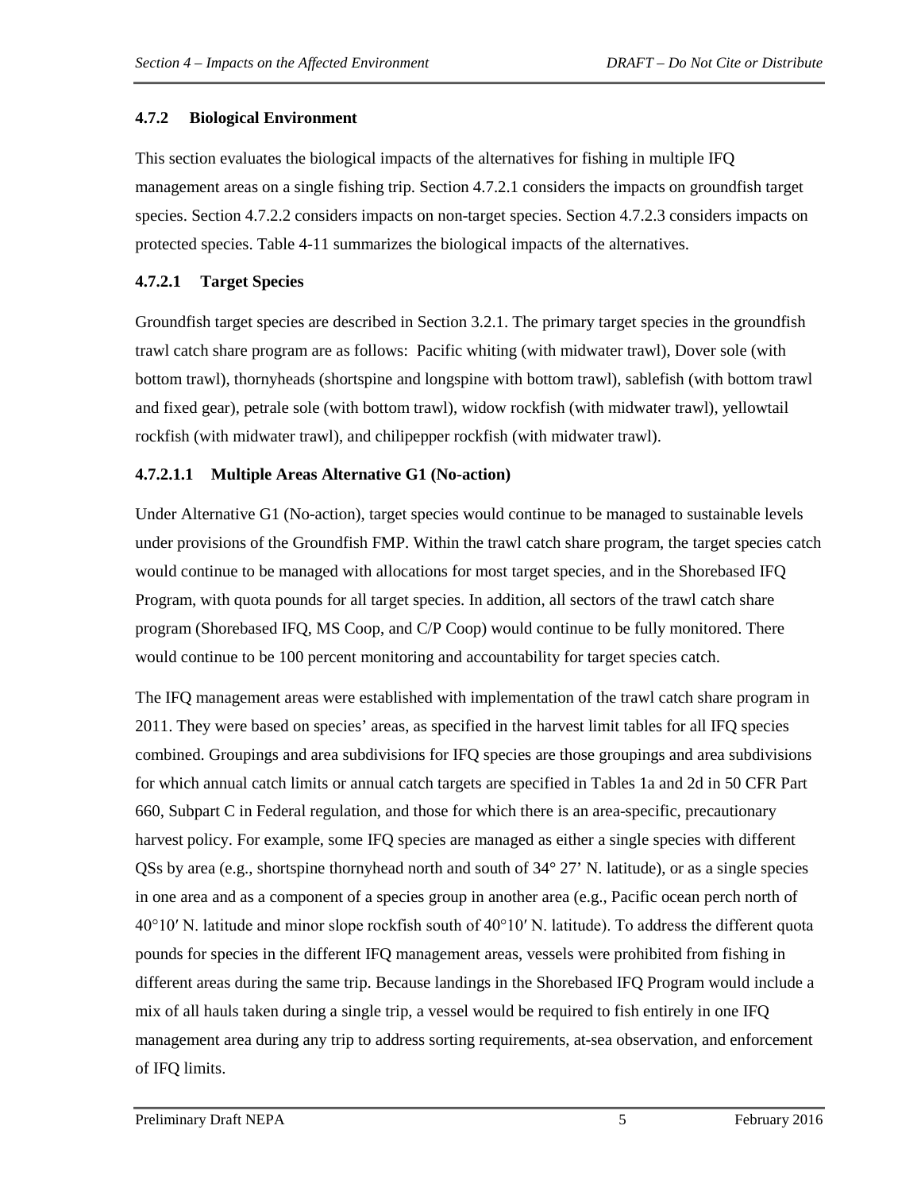### 4.7.2 Biological Environment

This section evaluates the biological impacts of the alternatives for fishing in multiple IFQ management areas on a single fishing trip. Section 4.7.2.1 considers the impacts on groundfish target species. Section 4.7.2.2 considers impacts on non-target species. Section 4.7.2.3 considers impacts on protected species. Table 4-11 summarizes the biological impacts of the alternatives.

#### 4.7.2.1 Target Species

Groundfish target species are described in Section 3.2.1. The primary target species in the groundfish trawl catch share program are as follows: Pacific whiting (with midwater trawl), Dover sole (with bottom trawl), thornyheads (shortspine and longspine with bottom trawl), sablefish (with bottom trawl and fixed gear), petrale sole (with bottom trawl), widow rockfish (with midwater trawl), yellowtail rockfish (with midwater trawl), and chilipepper rockfish (with midwater trawl).

##### 4.7.2.1.1 Multiple Areas Alternative G1 (No-action)

Under Alternative G1 (No-action), target species would continue to be managed to sustainable levels under provisions of the Groundfish FMP. Within the trawl catch share program, the target species catch would continue to be managed with allocations for most target species, and in the Shorebased IFQ Program, with quota pounds for all target species. In addition, all sectors of the trawl catch share program (Shorebased IFQ, MS Coop, and C/P Coop) would continue to be fully monitored. There would continue to be 100 percent monitoring and accountability for target species catch.

The IFQ management areas were established with implementation of the trawl catch share program in 2011. They were based on species' areas, as specified in the harvest limit tables for all IFQ species combined. Groupings and area subdivisions for IFQ species are those groupings and area subdivisions for which annual catch limits or annual catch targets are specified in Tables 1a and 2d in 50 CFR Part 660, Subpart C in Federal regulation, and those for which there is an area-specific, precautionary harvest policy. For example, some IFQ species are managed as either a single species with different QSs by area (e.g., shortspine thornyhead north and south of 34° 27' N. latitude), or as a single species in one area and as a component of a species group in another area (e.g., Pacific ocean perch north of 40°10′ N. latitude and minor slope rockfish south of 40°10′ N. latitude). To address the different quota pounds for species in the different IFQ management areas, vessels were prohibited from fishing in different areas during the same trip. Because landings in the Shorebased IFQ Program would include a mix of all hauls taken during a single trip, a vessel would be required to fish entirely in one IFQ management area during any trip to address sorting requirements, at-sea observation, and enforcement of IFQ limits.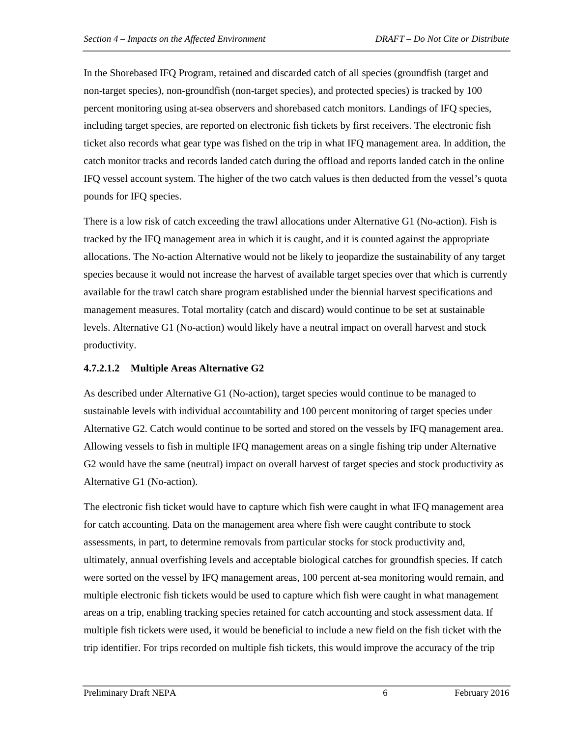In the Shorebased IFQ Program, retained and discarded catch of all species (groundfish (target and non-target species), non-groundfish (non-target species), and protected species) is tracked by 100 percent monitoring using at-sea observers and shorebased catch monitors. Landings of IFQ species, including target species, are reported on electronic fish tickets by first receivers. The electronic fish ticket also records what gear type was fished on the trip in what IFQ management area. In addition, the catch monitor tracks and records landed catch during the offload and reports landed catch in the online IFQ vessel account system. The higher of the two catch values is then deducted from the vessel's quota pounds for IFQ species.

There is a low risk of catch exceeding the trawl allocations under Alternative G1 (No-action). Fish is tracked by the IFQ management area in which it is caught, and it is counted against the appropriate allocations. The No-action Alternative would not be likely to jeopardize the sustainability of any target species because it would not increase the harvest of available target species over that which is currently available for the trawl catch share program established under the biennial harvest specifications and management measures. Total mortality (catch and discard) would continue to be set at sustainable levels. Alternative G1 (No-action) would likely have a neutral impact on overall harvest and stock productivity.

#### 4.7.2.1.2 Multiple Areas Alternative G2

As described under Alternative G1 (No-action), target species would continue to be managed to sustainable levels with individual accountability and 100 percent monitoring of target species under Alternative G2. Catch would continue to be sorted and stored on the vessels by IFQ management area. Allowing vessels to fish in multiple IFQ management areas on a single fishing trip under Alternative G2 would have the same (neutral) impact on overall harvest of target species and stock productivity as Alternative G1 (No-action).

The electronic fish ticket would have to capture which fish were caught in what IFQ management area for catch accounting. Data on the management area where fish were caught contribute to stock assessments, in part, to determine removals from particular stocks for stock productivity and, ultimately, annual overfishing levels and acceptable biological catches for groundfish species. If catch were sorted on the vessel by IFQ management areas, 100 percent at-sea monitoring would remain, and multiple electronic fish tickets would be used to capture which fish were caught in what management areas on a trip, enabling tracking species retained for catch accounting and stock assessment data. If multiple fish tickets were used, it would be beneficial to include a new field on the fish ticket with the trip identifier. For trips recorded on multiple fish tickets, this would improve the accuracy of the trip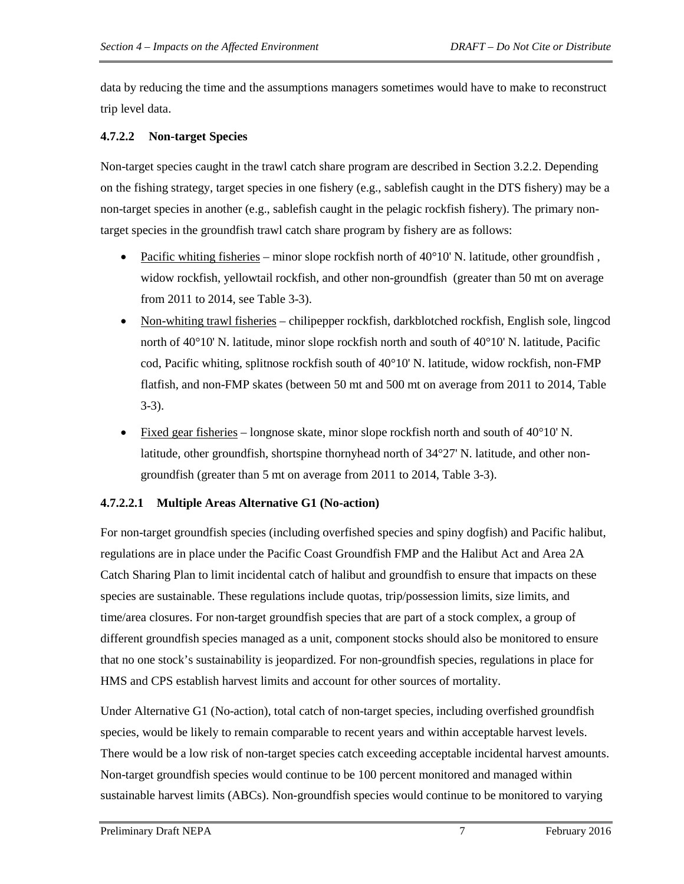data by reducing the time and the assumptions managers sometimes would have to make to reconstruct trip level data.

#### 4.7.2.2 Non-target Species

Non-target species caught in the trawl catch share program are described in Section 3.2.2. Depending on the fishing strategy, target species in one fishery (e.g., sablefish caught in the DTS fishery) may be a non-target species in another (e.g., sablefish caught in the pelagic rockfish fishery). The primary non-target species in the groundfish trawl catch share program by fishery are as follows:

- Pacific whiting fisheries – minor slope rockfish north of 40°10' N. latitude, other groundfish , widow rockfish, yellowtail rockfish, and other non-groundfish (greater than 50 mt on average from 2011 to 2014, see Table 3-3).
- Non-whiting trawl fisheries – chilipepper rockfish, darkblotched rockfish, English sole, lingcod north of 40°10' N. latitude, minor slope rockfish north and south of 40°10' N. latitude, Pacific cod, Pacific whiting, splitnose rockfish south of 40°10' N. latitude, widow rockfish, non-FMP flatfish, and non-FMP skates (between 50 mt and 500 mt on average from 2011 to 2014, Table 3-3).
- Fixed gear fisheries – longnose skate, minor slope rockfish north and south of 40°10' N. latitude, other groundfish, shortspine thornyhead north of 34°27' N. latitude, and other non-groundfish (greater than 5 mt on average from 2011 to 2014, Table 3-3).

##### 4.7.2.2.1 Multiple Areas Alternative G1 (No-action)

For non-target groundfish species (including overfished species and spiny dogfish) and Pacific halibut, regulations are in place under the Pacific Coast Groundfish FMP and the Halibut Act and Area 2A Catch Sharing Plan to limit incidental catch of halibut and groundfish to ensure that impacts on these species are sustainable. These regulations include quotas, trip/possession limits, size limits, and time/area closures. For non-target groundfish species that are part of a stock complex, a group of different groundfish species managed as a unit, component stocks should also be monitored to ensure that no one stock's sustainability is jeopardized. For non-groundfish species, regulations in place for HMS and CPS establish harvest limits and account for other sources of mortality.

Under Alternative G1 (No-action), total catch of non-target species, including overfished groundfish species, would be likely to remain comparable to recent years and within acceptable harvest levels. There would be a low risk of non-target species catch exceeding acceptable incidental harvest amounts. Non-target groundfish species would continue to be 100 percent monitored and managed within sustainable harvest limits (ABCs). Non-groundfish species would continue to be monitored to varying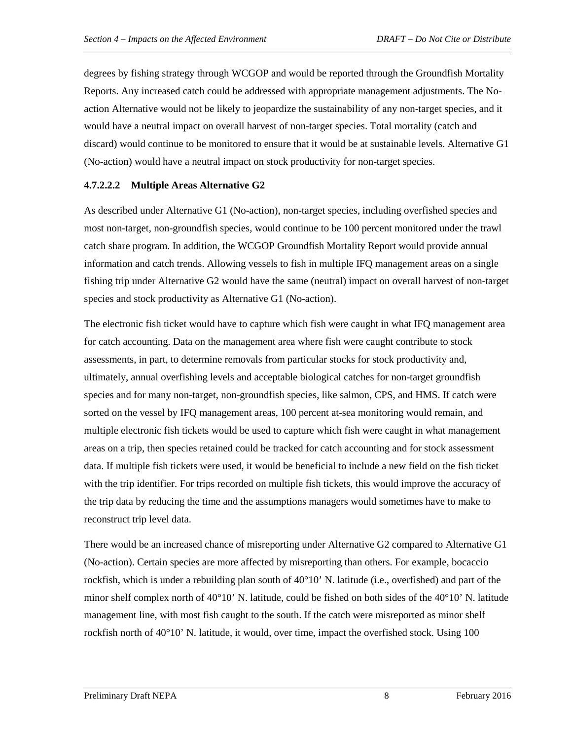degrees by fishing strategy through WCGOP and would be reported through the Groundfish Mortality Reports. Any increased catch could be addressed with appropriate management adjustments. The No-action Alternative would not be likely to jeopardize the sustainability of any non-target species, and it would have a neutral impact on overall harvest of non-target species. Total mortality (catch and discard) would continue to be monitored to ensure that it would be at sustainable levels. Alternative G1 (No-action) would have a neutral impact on stock productivity for non-target species.

#### 4.7.2.2.2 Multiple Areas Alternative G2

As described under Alternative G1 (No-action), non-target species, including overfished species and most non-target, non-groundfish species, would continue to be 100 percent monitored under the trawl catch share program. In addition, the WCGOP Groundfish Mortality Report would provide annual information and catch trends. Allowing vessels to fish in multiple IFQ management areas on a single fishing trip under Alternative G2 would have the same (neutral) impact on overall harvest of non-target species and stock productivity as Alternative G1 (No-action).

The electronic fish ticket would have to capture which fish were caught in what IFQ management area for catch accounting. Data on the management area where fish were caught contribute to stock assessments, in part, to determine removals from particular stocks for stock productivity and, ultimately, annual overfishing levels and acceptable biological catches for non-target groundfish species and for many non-target, non-groundfish species, like salmon, CPS, and HMS. If catch were sorted on the vessel by IFQ management areas, 100 percent at-sea monitoring would remain, and multiple electronic fish tickets would be used to capture which fish were caught in what management areas on a trip, then species retained could be tracked for catch accounting and for stock assessment data. If multiple fish tickets were used, it would be beneficial to include a new field on the fish ticket with the trip identifier. For trips recorded on multiple fish tickets, this would improve the accuracy of the trip data by reducing the time and the assumptions managers would sometimes have to make to reconstruct trip level data.

There would be an increased chance of misreporting under Alternative G2 compared to Alternative G1 (No-action). Certain species are more affected by misreporting than others. For example, bocaccio rockfish, which is under a rebuilding plan south of 40°10' N. latitude (i.e., overfished) and part of the minor shelf complex north of 40°10' N. latitude, could be fished on both sides of the 40°10' N. latitude management line, with most fish caught to the south. If the catch were misreported as minor shelf rockfish north of 40°10' N. latitude, it would, over time, impact the overfished stock. Using 100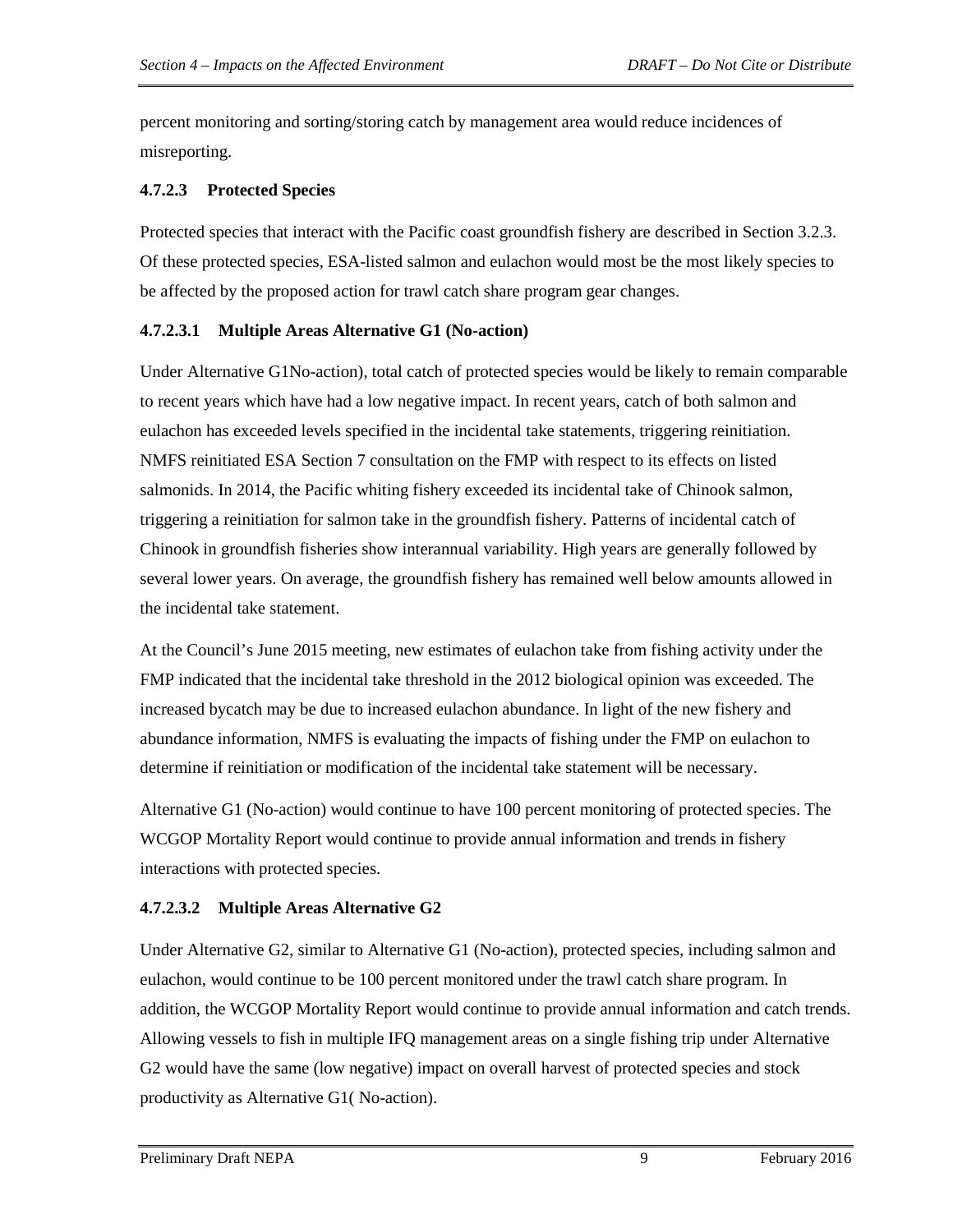percent monitoring and sorting/storing catch by management area would reduce incidences of misreporting.

#### 4.7.2.3 Protected Species

Protected species that interact with the Pacific coast groundfish fishery are described in Section 3.2.3. Of these protected species, ESA-listed salmon and eulachon would most be the most likely species to be affected by the proposed action for trawl catch share program gear changes.

##### 4.7.2.3.1 Multiple Areas Alternative G1 (No-action)

Under Alternative G1No-action), total catch of protected species would be likely to remain comparable to recent years which have had a low negative impact. In recent years, catch of both salmon and eulachon has exceeded levels specified in the incidental take statements, triggering reinitiation. NMFS reinitiated ESA Section 7 consultation on the FMP with respect to its effects on listed salmonids. In 2014, the Pacific whiting fishery exceeded its incidental take of Chinook salmon, triggering a reinitiation for salmon take in the groundfish fishery. Patterns of incidental catch of Chinook in groundfish fisheries show interannual variability. High years are generally followed by several lower years. On average, the groundfish fishery has remained well below amounts allowed in the incidental take statement.

At the Council's June 2015 meeting, new estimates of eulachon take from fishing activity under the FMP indicated that the incidental take threshold in the 2012 biological opinion was exceeded. The increased bycatch may be due to increased eulachon abundance. In light of the new fishery and abundance information, NMFS is evaluating the impacts of fishing under the FMP on eulachon to determine if reinitiation or modification of the incidental take statement will be necessary.

Alternative G1 (No-action) would continue to have 100 percent monitoring of protected species. The WCGOP Mortality Report would continue to provide annual information and trends in fishery interactions with protected species.

##### 4.7.2.3.2 Multiple Areas Alternative G2

Under Alternative G2, similar to Alternative G1 (No-action), protected species, including salmon and eulachon, would continue to be 100 percent monitored under the trawl catch share program. In addition, the WCGOP Mortality Report would continue to provide annual information and catch trends. Allowing vessels to fish in multiple IFQ management areas on a single fishing trip under Alternative G2 would have the same (low negative) impact on overall harvest of protected species and stock productivity as Alternative G1( No-action).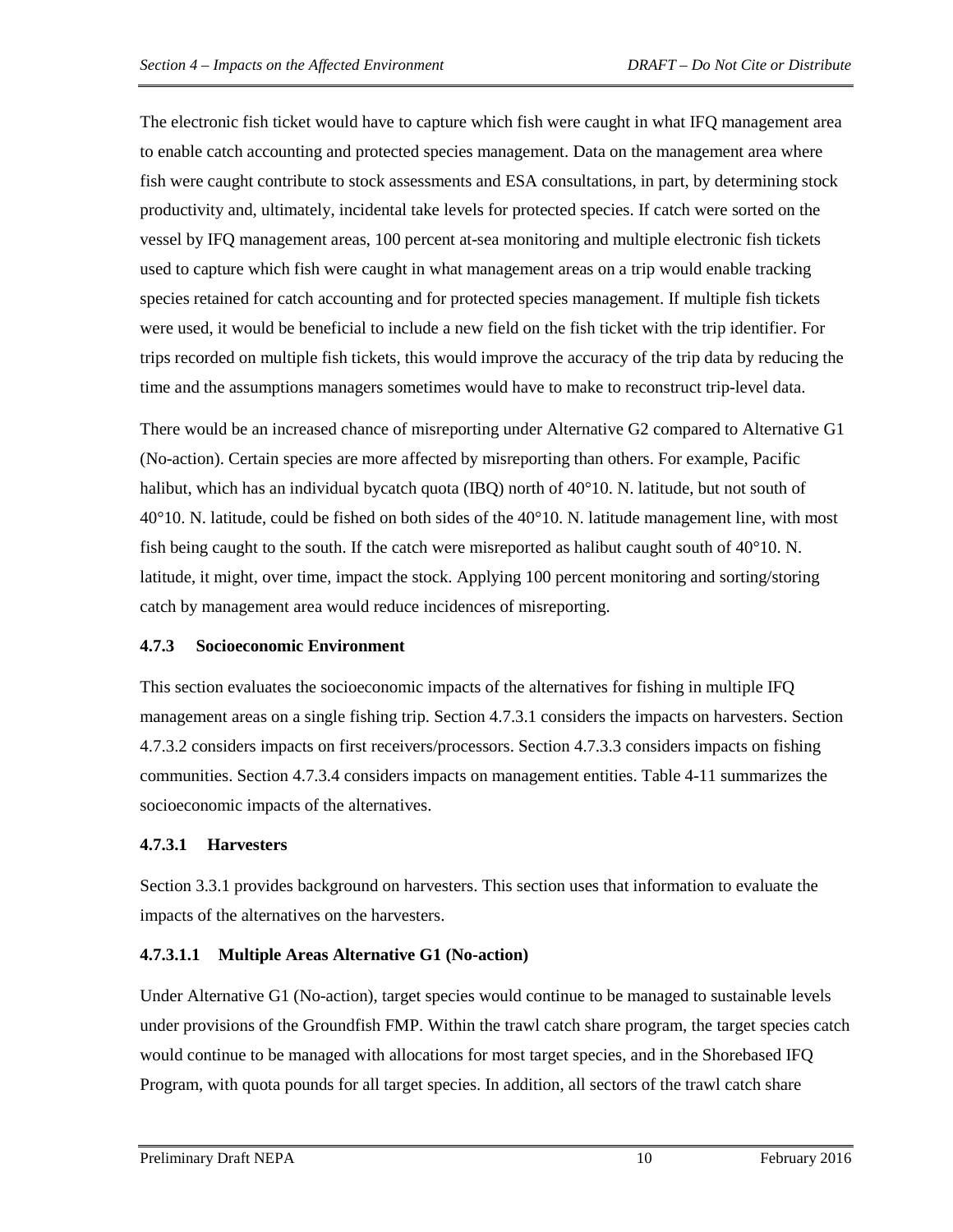The electronic fish ticket would have to capture which fish were caught in what IFQ management area to enable catch accounting and protected species management. Data on the management area where fish were caught contribute to stock assessments and ESA consultations, in part, by determining stock productivity and, ultimately, incidental take levels for protected species. If catch were sorted on the vessel by IFQ management areas, 100 percent at-sea monitoring and multiple electronic fish tickets used to capture which fish were caught in what management areas on a trip would enable tracking species retained for catch accounting and for protected species management. If multiple fish tickets were used, it would be beneficial to include a new field on the fish ticket with the trip identifier. For trips recorded on multiple fish tickets, this would improve the accuracy of the trip data by reducing the time and the assumptions managers sometimes would have to make to reconstruct trip-level data.

There would be an increased chance of misreporting under Alternative G2 compared to Alternative G1 (No-action). Certain species are more affected by misreporting than others. For example, Pacific halibut, which has an individual bycatch quota (IBQ) north of 40°10. N. latitude, but not south of 40°10. N. latitude, could be fished on both sides of the 40°10. N. latitude management line, with most fish being caught to the south. If the catch were misreported as halibut caught south of 40°10. N. latitude, it might, over time, impact the stock. Applying 100 percent monitoring and sorting/storing catch by management area would reduce incidences of misreporting.

### 4.7.3 Socioeconomic Environment

This section evaluates the socioeconomic impacts of the alternatives for fishing in multiple IFQ management areas on a single fishing trip. Section 4.7.3.1 considers the impacts on harvesters. Section 4.7.3.2 considers impacts on first receivers/processors. Section 4.7.3.3 considers impacts on fishing communities. Section 4.7.3.4 considers impacts on management entities. Table 4-11 summarizes the socioeconomic impacts of the alternatives.

#### 4.7.3.1 Harvesters

Section 3.3.1 provides background on harvesters. This section uses that information to evaluate the impacts of the alternatives on the harvesters.

##### 4.7.3.1.1 Multiple Areas Alternative G1 (No-action)

Under Alternative G1 (No-action), target species would continue to be managed to sustainable levels under provisions of the Groundfish FMP. Within the trawl catch share program, the target species catch would continue to be managed with allocations for most target species, and in the Shorebased IFQ Program, with quota pounds for all target species. In addition, all sectors of the trawl catch share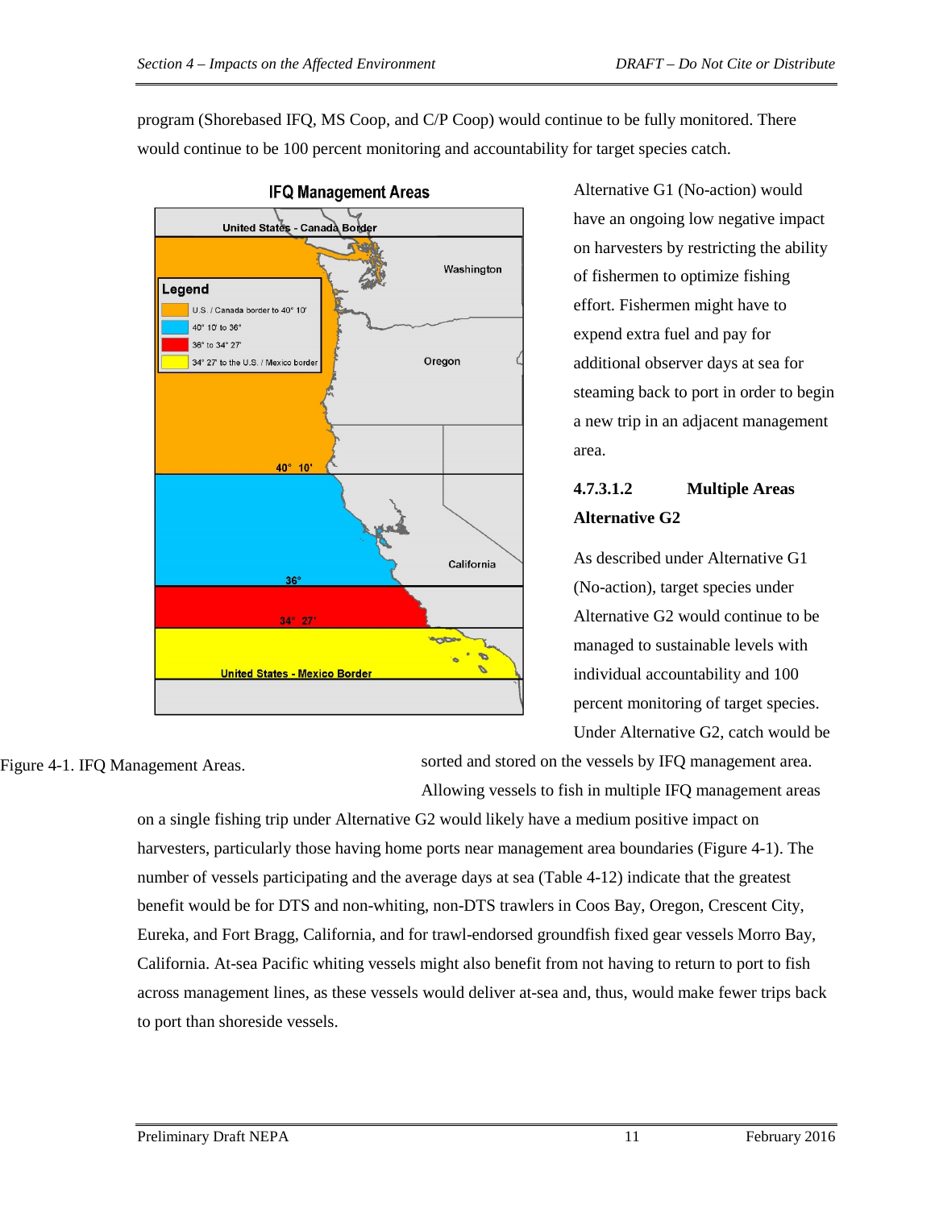program (Shorebased IFQ, MS Coop, and C/P Coop) would continue to be fully monitored. There would continue to be 100 percent monitoring and accountability for target species catch.

Figure 4-1. IFQ Management Areas.

Alternative G1 (No-action) would have an ongoing low negative impact on harvesters by restricting the ability of fishermen to optimize fishing effort. Fishermen might have to expend extra fuel and pay for additional observer days at sea for steaming back to port in order to begin a new trip in an adjacent management area.

#### 4.7.3.1.2 Multiple Areas

**Alternative G2**

As described under Alternative G1 (No-action), target species under Alternative G2 would continue to be managed to sustainable levels with individual accountability and 100 percent monitoring of target species. Under Alternative G2, catch would be sorted and stored on the vessels by IFQ management area. Allowing vessels to fish in multiple IFQ management areas on a single fishing trip under Alternative G2 would likely have a medium positive impact on harvesters, particularly those having home ports near management area boundaries (Figure 4-1). The number of vessels participating and the average days at sea (Table 4-12) indicate that the greatest benefit would be for DTS and non-whiting, non-DTS trawlers in Coos Bay, Oregon, Crescent City, Eureka, and Fort Bragg, California, and for trawl-endorsed groundfish fixed gear vessels Morro Bay, California. At-sea Pacific whiting vessels might also benefit from not having to return to port to fish across management lines, as these vessels would deliver at-sea and, thus, would make fewer trips back to port than shoreside vessels.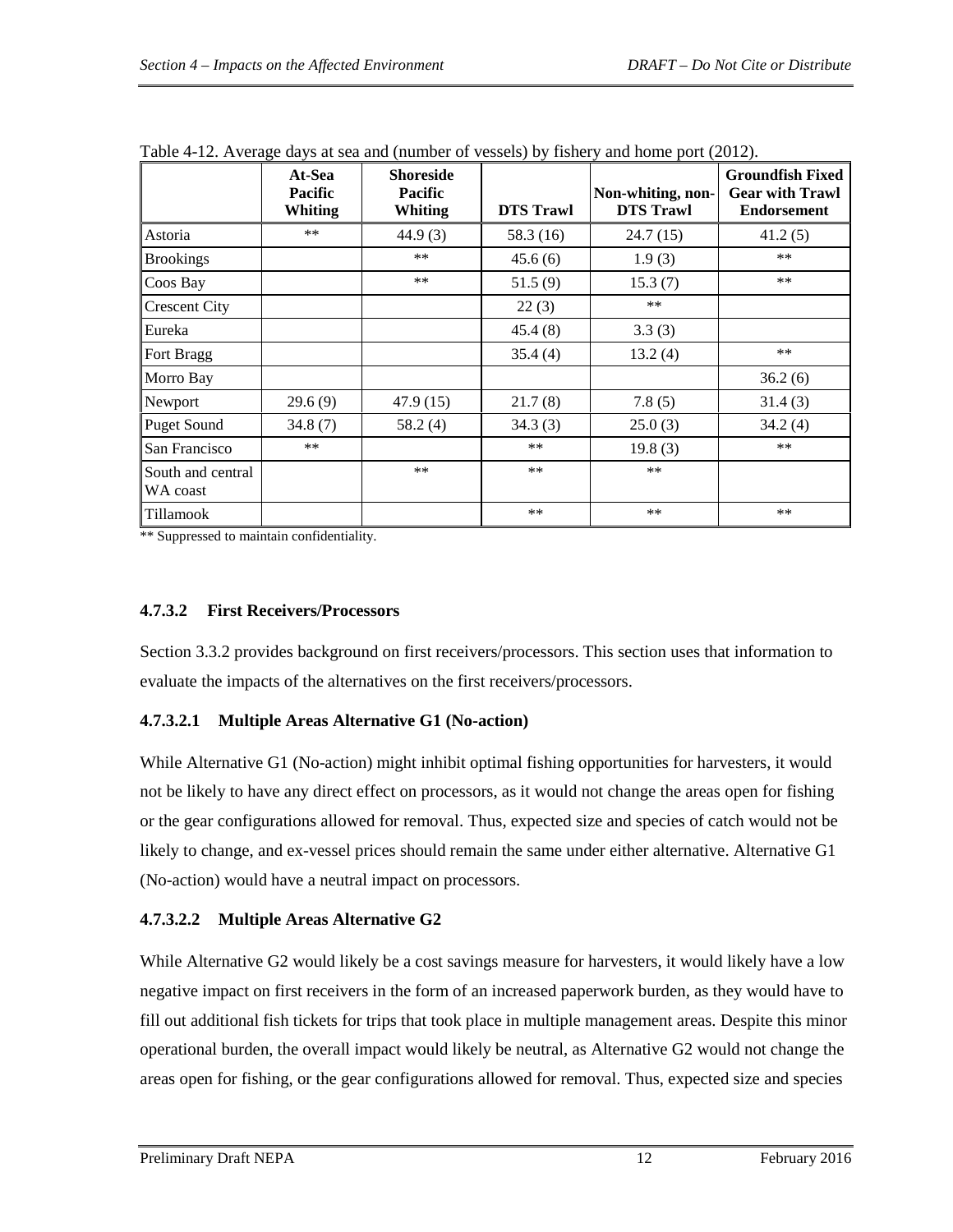Table 4-12. Average days at sea and (number of vessels) by fishery and home port (2012).

| | At-Sea Pacific Whiting | Shoreside Pacific Whiting | DTS Trawl | Non-whiting, non-DTS Trawl | Groundfish Fixed Gear with Trawl Endorsement |
|---|---|---|---|---|---|
| Astoria | ** | 44.9 (3) | 58.3 (16) | 24.7 (15) | 41.2 (5) |
| Brookings | | ** | 45.6 (6) | 1.9 (3) | ** |
| Coos Bay | | ** | 51.5 (9) | 15.3 (7) | ** |
| Crescent City | | | 22 (3) | ** | |
| Eureka | | | 45.4 (8) | 3.3 (3) | |
| Fort Bragg | | | 35.4 (4) | 13.2 (4) | ** |
| Morro Bay | | | | | 36.2 (6) |
| Newport | 29.6 (9) | 47.9 (15) | 21.7 (8) | 7.8 (5) | 31.4 (3) |
| Puget Sound | 34.8 (7) | 58.2 (4) | 34.3 (3) | 25.0 (3) | 34.2 (4) |
| San Francisco | ** | | ** | 19.8 (3) | ** |
| South and central WA coast | | ** | ** | ** | |
| Tillamook | | | ** | ** | ** |

** Suppressed to maintain confidentiality.

#### 4.7.3.2 First Receivers/Processors

Section 3.3.2 provides background on first receivers/processors. This section uses that information to evaluate the impacts of the alternatives on the first receivers/processors.

##### 4.7.3.2.1 Multiple Areas Alternative G1 (No-action)

While Alternative G1 (No-action) might inhibit optimal fishing opportunities for harvesters, it would not be likely to have any direct effect on processors, as it would not change the areas open for fishing or the gear configurations allowed for removal. Thus, expected size and species of catch would not be likely to change, and ex-vessel prices should remain the same under either alternative. Alternative G1 (No-action) would have a neutral impact on processors.

##### 4.7.3.2.2 Multiple Areas Alternative G2

While Alternative G2 would likely be a cost savings measure for harvesters, it would likely have a low negative impact on first receivers in the form of an increased paperwork burden, as they would have to fill out additional fish tickets for trips that took place in multiple management areas. Despite this minor operational burden, the overall impact would likely be neutral, as Alternative G2 would not change the areas open for fishing, or the gear configurations allowed for removal. Thus, expected size and species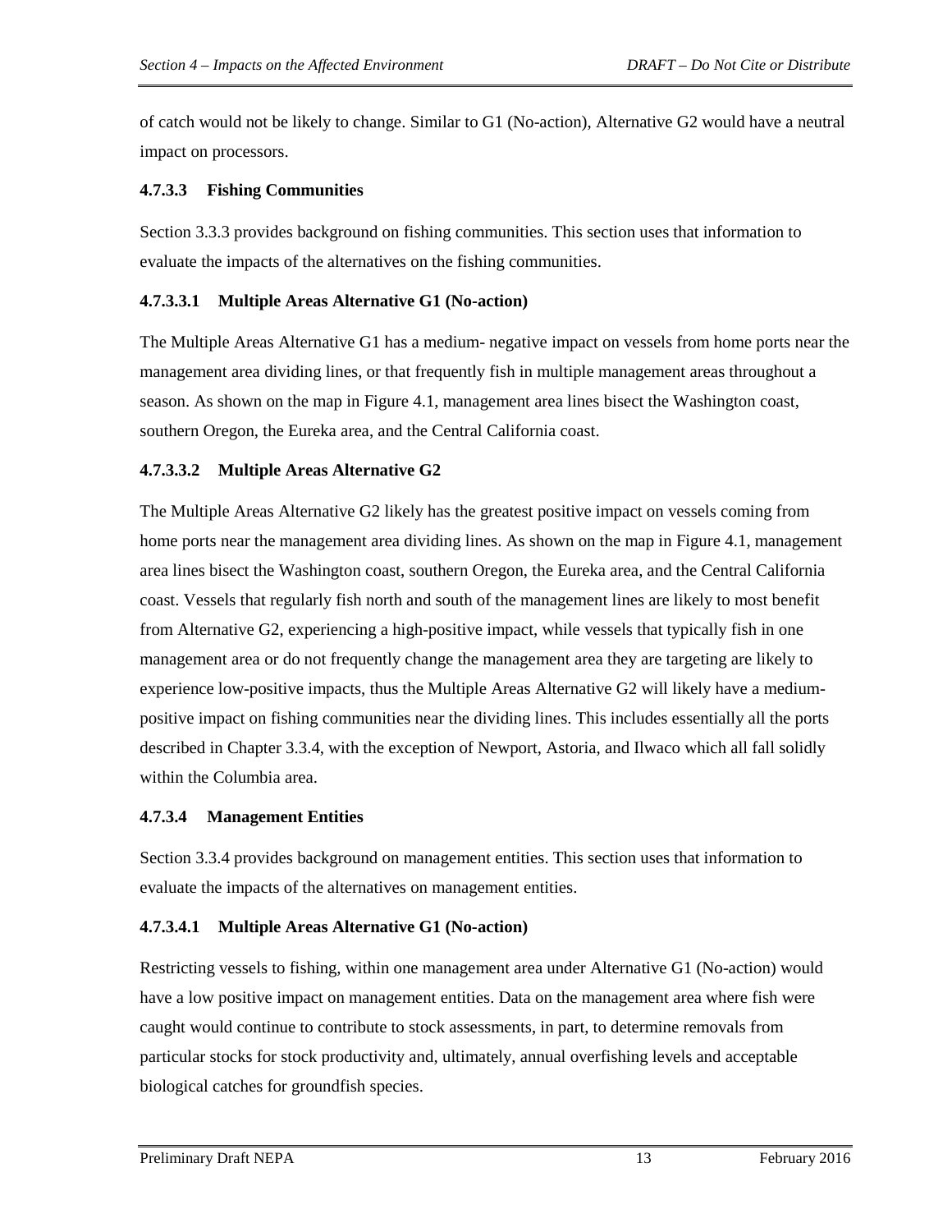of catch would not be likely to change. Similar to G1 (No-action), Alternative G2 would have a neutral impact on processors.

#### 4.7.3.3 Fishing Communities

Section 3.3.3 provides background on fishing communities. This section uses that information to evaluate the impacts of the alternatives on the fishing communities.

##### 4.7.3.3.1 Multiple Areas Alternative G1 (No-action)

The Multiple Areas Alternative G1 has a medium- negative impact on vessels from home ports near the management area dividing lines, or that frequently fish in multiple management areas throughout a season. As shown on the map in Figure 4.1, management area lines bisect the Washington coast, southern Oregon, the Eureka area, and the Central California coast.

##### 4.7.3.3.2 Multiple Areas Alternative G2

The Multiple Areas Alternative G2 likely has the greatest positive impact on vessels coming from home ports near the management area dividing lines. As shown on the map in Figure 4.1, management area lines bisect the Washington coast, southern Oregon, the Eureka area, and the Central California coast. Vessels that regularly fish north and south of the management lines are likely to most benefit from Alternative G2, experiencing a high-positive impact, while vessels that typically fish in one management area or do not frequently change the management area they are targeting are likely to experience low-positive impacts, thus the Multiple Areas Alternative G2 will likely have a medium-positive impact on fishing communities near the dividing lines. This includes essentially all the ports described in Chapter 3.3.4, with the exception of Newport, Astoria, and Ilwaco which all fall solidly within the Columbia area.

#### 4.7.3.4 Management Entities

Section 3.3.4 provides background on management entities. This section uses that information to evaluate the impacts of the alternatives on management entities.

##### 4.7.3.4.1 Multiple Areas Alternative G1 (No-action)

Restricting vessels to fishing, within one management area under Alternative G1 (No-action) would have a low positive impact on management entities. Data on the management area where fish were caught would continue to contribute to stock assessments, in part, to determine removals from particular stocks for stock productivity and, ultimately, annual overfishing levels and acceptable biological catches for groundfish species.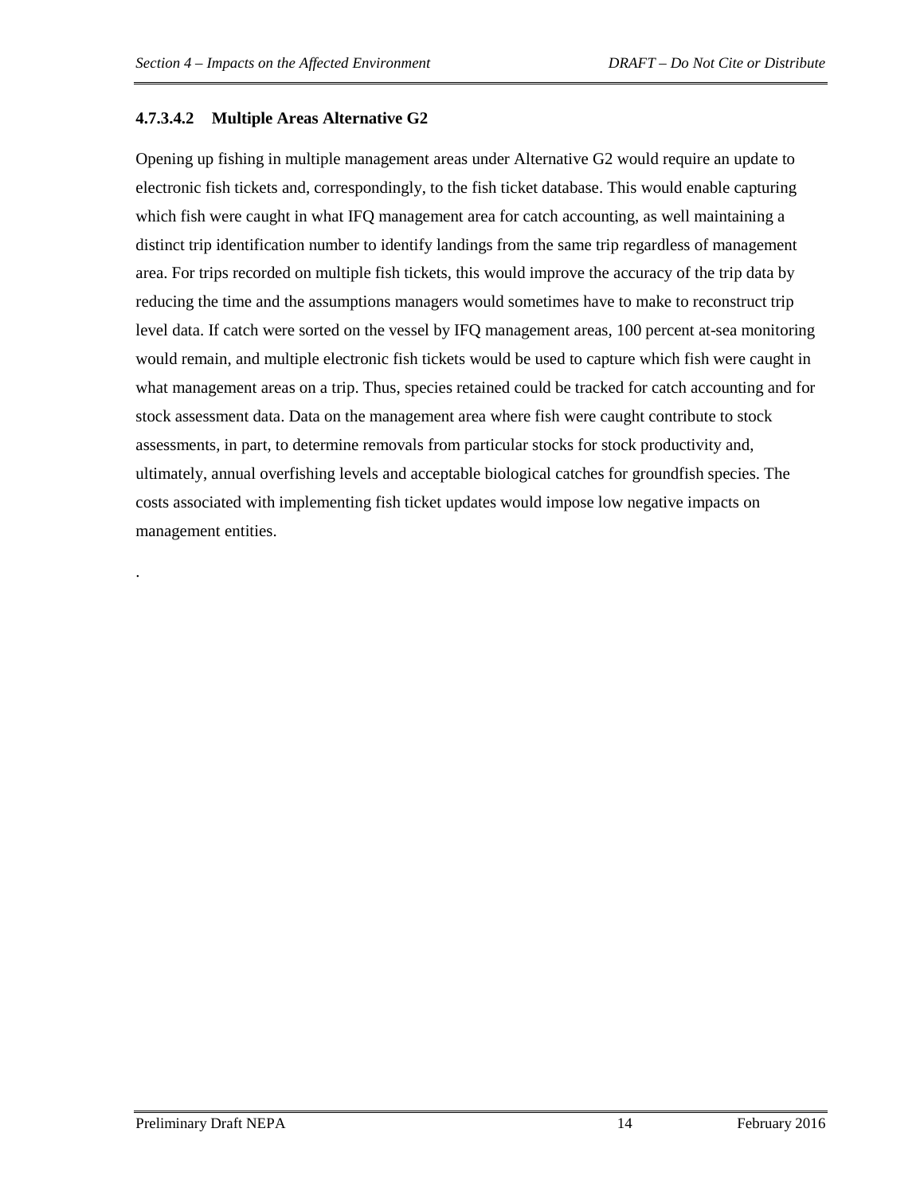#### 4.7.3.4.2 Multiple Areas Alternative G2

Opening up fishing in multiple management areas under Alternative G2 would require an update to electronic fish tickets and, correspondingly, to the fish ticket database. This would enable capturing which fish were caught in what IFQ management area for catch accounting, as well maintaining a distinct trip identification number to identify landings from the same trip regardless of management area. For trips recorded on multiple fish tickets, this would improve the accuracy of the trip data by reducing the time and the assumptions managers would sometimes have to make to reconstruct trip level data. If catch were sorted on the vessel by IFQ management areas, 100 percent at-sea monitoring would remain, and multiple electronic fish tickets would be used to capture which fish were caught in what management areas on a trip. Thus, species retained could be tracked for catch accounting and for stock assessment data. Data on the management area where fish were caught contribute to stock assessments, in part, to determine removals from particular stocks for stock productivity and, ultimately, annual overfishing levels and acceptable biological catches for groundfish species. The costs associated with implementing fish ticket updates would impose low negative impacts on management entities.

.